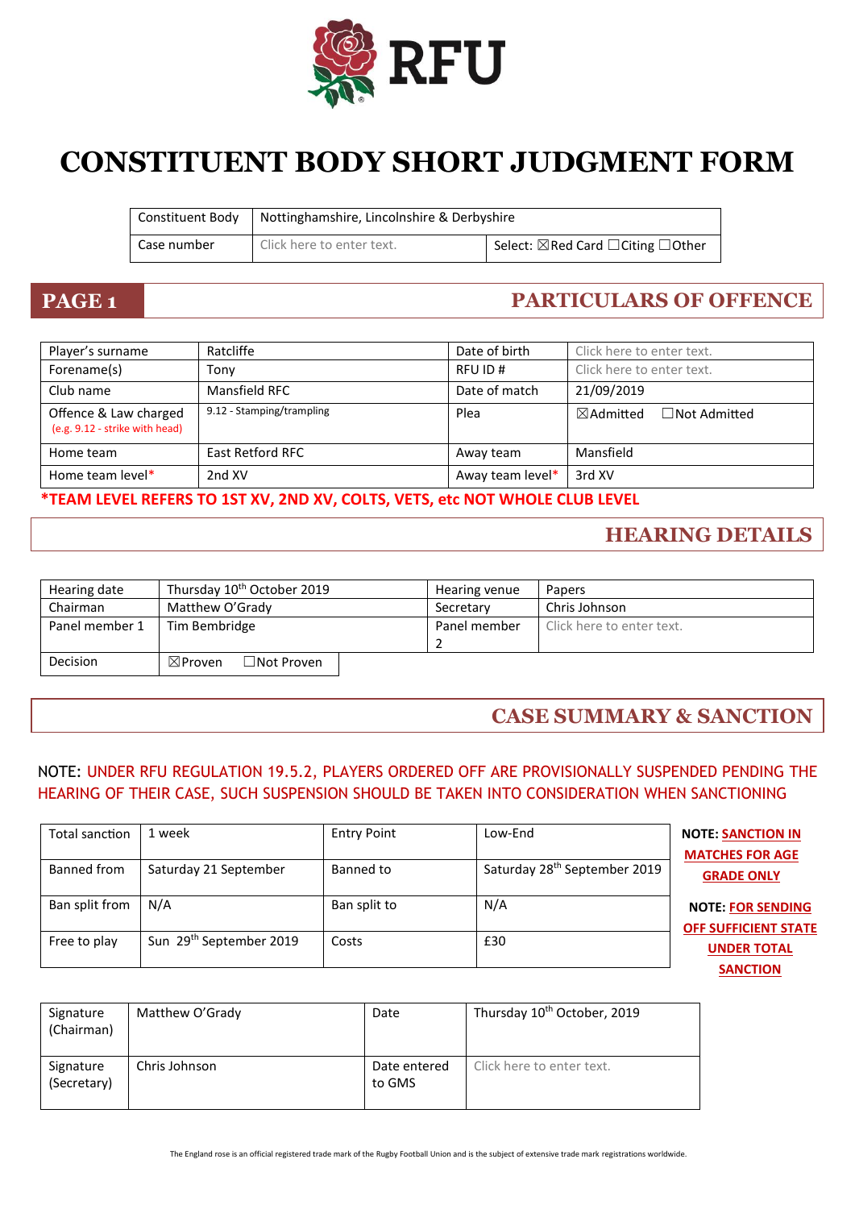RFU

# CONSTITUENT BODY SHORT JUDGMENT FORM

| Constituent Body | Nottinghamshire, Lincolnshire & Derbyshire | |
|---|---|---|
| Case number | Click here to enter text. | Select: ☒Red Card ☐Citing ☐Other |

## PAGE 1 — PARTICULARS OF OFFENCE

| Player's surname | Ratcliffe | Date of birth | Click here to enter text. |
|---|---|---|---|
| Forename(s) | Tony | RFU ID # | Click here to enter text. |
| Club name | Mansfield RFC | Date of match | 21/09/2019 |
| Offence & Law charged (e.g. 9.12 - strike with head) | 9.12 - Stamping/trampling | Plea | ☒Admitted ☐Not Admitted |
| Home team | East Retford RFC | Away team | Mansfield |
| Home team level* | 2nd XV | Away team level* | 3rd XV |

***TEAM LEVEL REFERS TO 1ST XV, 2ND XV, COLTS, VETS, etc NOT WHOLE CLUB LEVEL**

## HEARING DETAILS

| Hearing date | Thursday 10th October 2019 | Hearing venue | Papers |
|---|---|---|---|
| Chairman | Matthew O'Grady | Secretary | Chris Johnson |
| Panel member 1 | Tim Bembridge | Panel member 2 | Click here to enter text. |
| Decision | ☒Proven ☐Not Proven | | |

## CASE SUMMARY & SANCTION

NOTE: UNDER RFU REGULATION 19.5.2, PLAYERS ORDERED OFF ARE PROVISIONALLY SUSPENDED PENDING THE HEARING OF THEIR CASE, SUCH SUSPENSION SHOULD BE TAKEN INTO CONSIDERATION WHEN SANCTIONING

| Total sanction | 1 week | Entry Point | Low-End |
|---|---|---|---|
| Banned from | Saturday 21 September | Banned to | Saturday 28th September 2019 |
| Ban split from | N/A | Ban split to | N/A |
| Free to play | Sun 29th September 2019 | Costs | £30 |

**NOTE: SANCTION IN MATCHES FOR AGE GRADE ONLY**

**NOTE: FOR SENDING OFF SUFFICIENT STATE UNDER TOTAL SANCTION**

| Signature (Chairman) | Matthew O'Grady | Date | Thursday 10th October, 2019 |
|---|---|---|---|
| Signature (Secretary) | Chris Johnson | Date entered to GMS | Click here to enter text. |

The England rose is an official registered trade mark of the Rugby Football Union and is the subject of extensive trade mark registrations worldwide.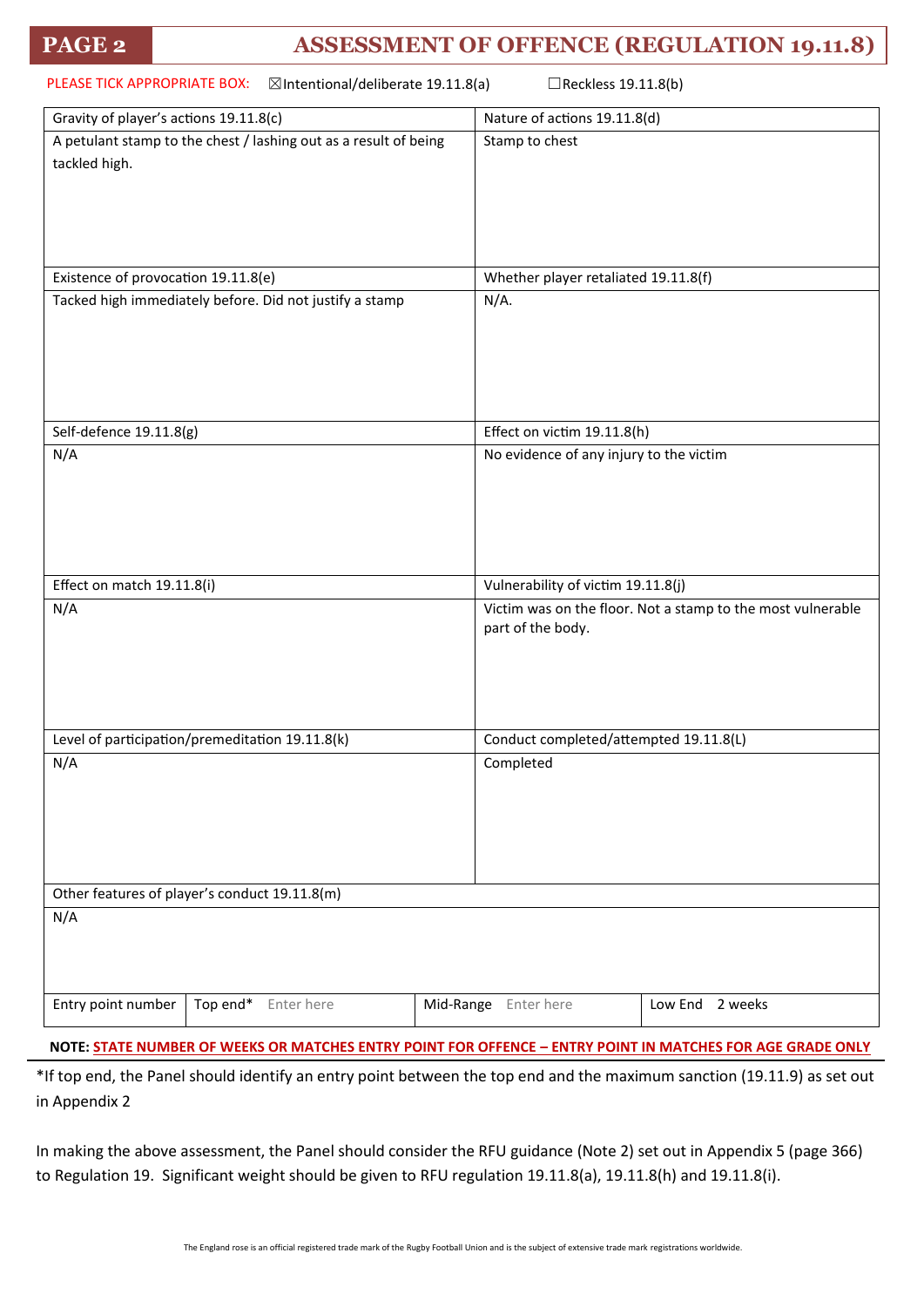# PAGE 2 ASSESSMENT OF OFFENCE (REGULATION 19.11.8)

PLEASE TICK APPROPRIATE BOX: ☒Intentional/deliberate 19.11.8(a) ☐Reckless 19.11.8(b)

| Gravity of player's actions 19.11.8(c) | Nature of actions 19.11.8(d) |
|---|---|
| A petulant stamp to the chest / lashing out as a result of being tackled high. | Stamp to chest |
| **Existence of provocation 19.11.8(e)** | **Whether player retaliated 19.11.8(f)** |
| Tacked high immediately before. Did not justify a stamp | N/A. |
| **Self-defence 19.11.8(g)** | **Effect on victim 19.11.8(h)** |
| N/A | No evidence of any injury to the victim |
| **Effect on match 19.11.8(i)** | **Vulnerability of victim 19.11.8(j)** |
| N/A | Victim was on the floor. Not a stamp to the most vulnerable part of the body. |
| **Level of participation/premeditation 19.11.8(k)** | **Conduct completed/attempted 19.11.8(L)** |
| N/A | Completed |
| **Other features of player's conduct 19.11.8(m)** | |
| N/A | |

| Entry point number | Top end* | Enter here | Mid-Range | Enter here | Low End | 2 weeks |
|---|---|---|---|---|---|---|

**NOTE: STATE NUMBER OF WEEKS OR MATCHES ENTRY POINT FOR OFFENCE – ENTRY POINT IN MATCHES FOR AGE GRADE ONLY**

*If top end, the Panel should identify an entry point between the top end and the maximum sanction (19.11.9) as set out in Appendix 2

In making the above assessment, the Panel should consider the RFU guidance (Note 2) set out in Appendix 5 (page 366) to Regulation 19. Significant weight should be given to RFU regulation 19.11.8(a), 19.11.8(h) and 19.11.8(i).

The England rose is an official registered trade mark of the Rugby Football Union and is the subject of extensive trade mark registrations worldwide.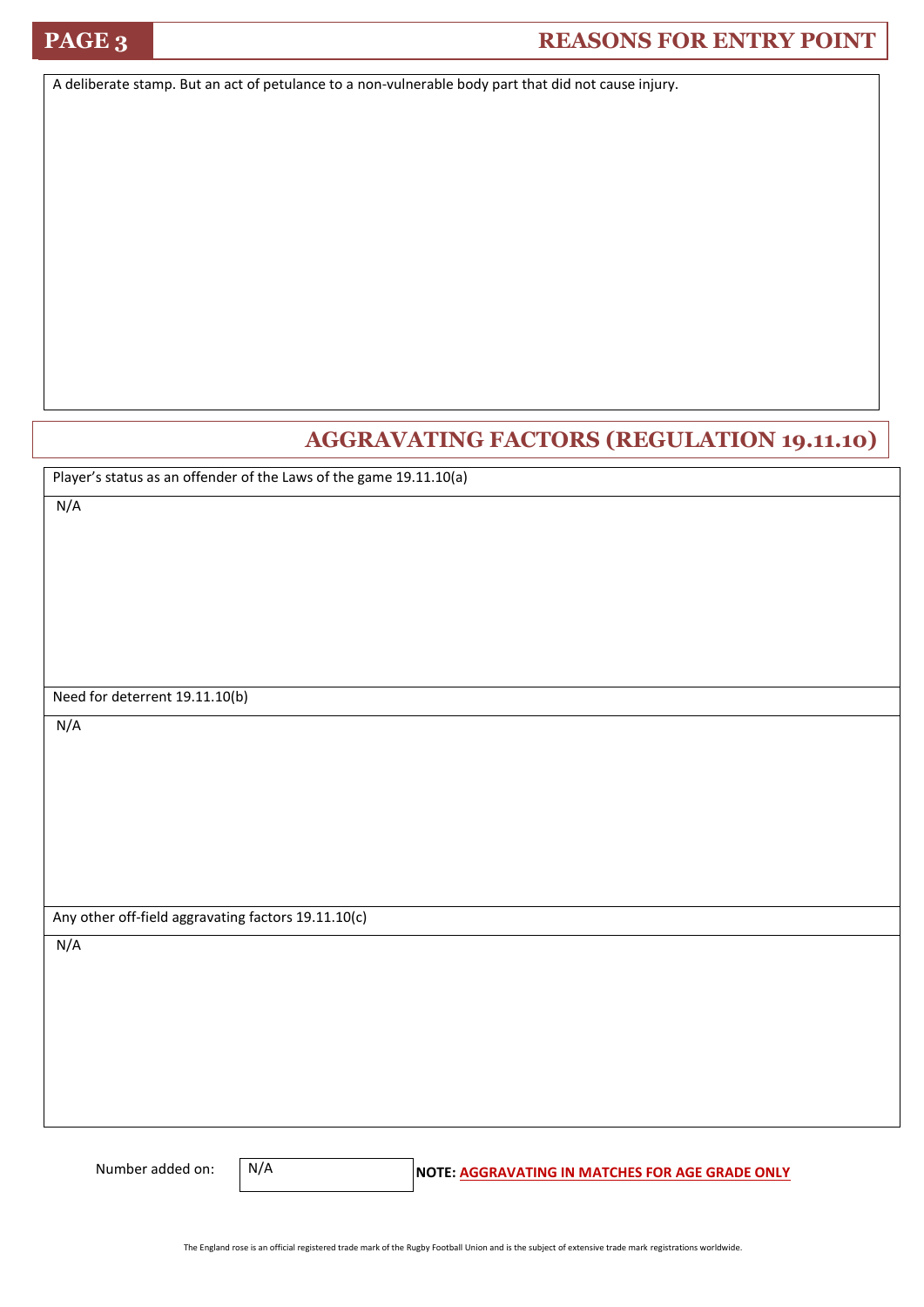## PAGE 3 — REASONS FOR ENTRY POINT

A deliberate stamp. But an act of petulance to a non-vulnerable body part that did not cause injury.

## AGGRAVATING FACTORS (REGULATION 19.11.10)

Player's status as an offender of the Laws of the game 19.11.10(a)

N/A

Need for deterrent 19.11.10(b)

N/A

Any other off-field aggravating factors 19.11.10(c)

N/A

Number added on: N/A

**NOTE: AGGRAVATING IN MATCHES FOR AGE GRADE ONLY**

The England rose is an official registered trade mark of the Rugby Football Union and is the subject of extensive trade mark registrations worldwide.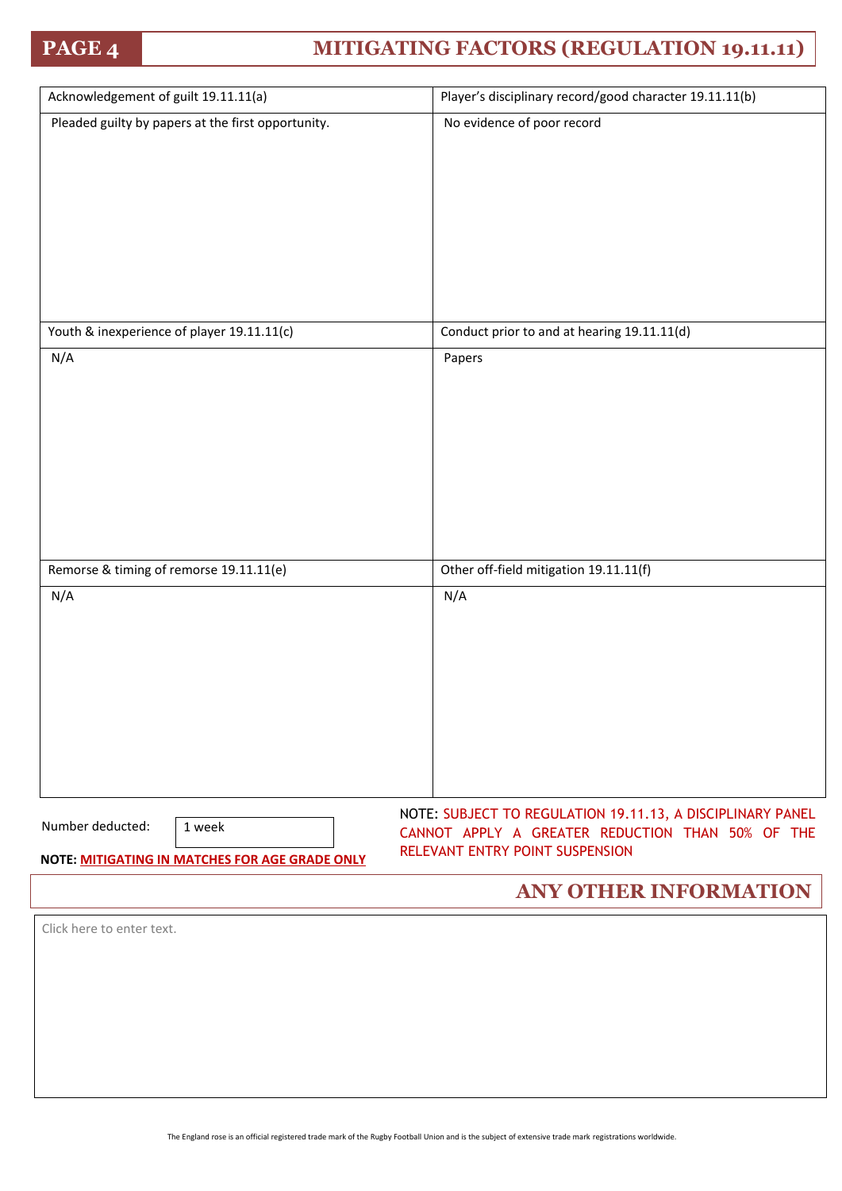# PAGE 4 — MITIGATING FACTORS (REGULATION 19.11.11)

| Acknowledgement of guilt 19.11.11(a) | Player's disciplinary record/good character 19.11.11(b) |
|---|---|
| Pleaded guilty by papers at the first opportunity. | No evidence of poor record |
| **Youth & inexperience of player 19.11.11(c)** | **Conduct prior to and at hearing 19.11.11(d)** |
| N/A | Papers |
| **Remorse & timing of remorse 19.11.11(e)** | **Other off-field mitigation 19.11.11(f)** |
| N/A | N/A |

Number deducted: 1 week

**NOTE: MITIGATING IN MATCHES FOR AGE GRADE ONLY**

NOTE: SUBJECT TO REGULATION 19.11.13, A DISCIPLINARY PANEL CANNOT APPLY A GREATER REDUCTION THAN 50% OF THE RELEVANT ENTRY POINT SUSPENSION

## ANY OTHER INFORMATION

Click here to enter text.

The England rose is an official registered trade mark of the Rugby Football Union and is the subject of extensive trade mark registrations worldwide.